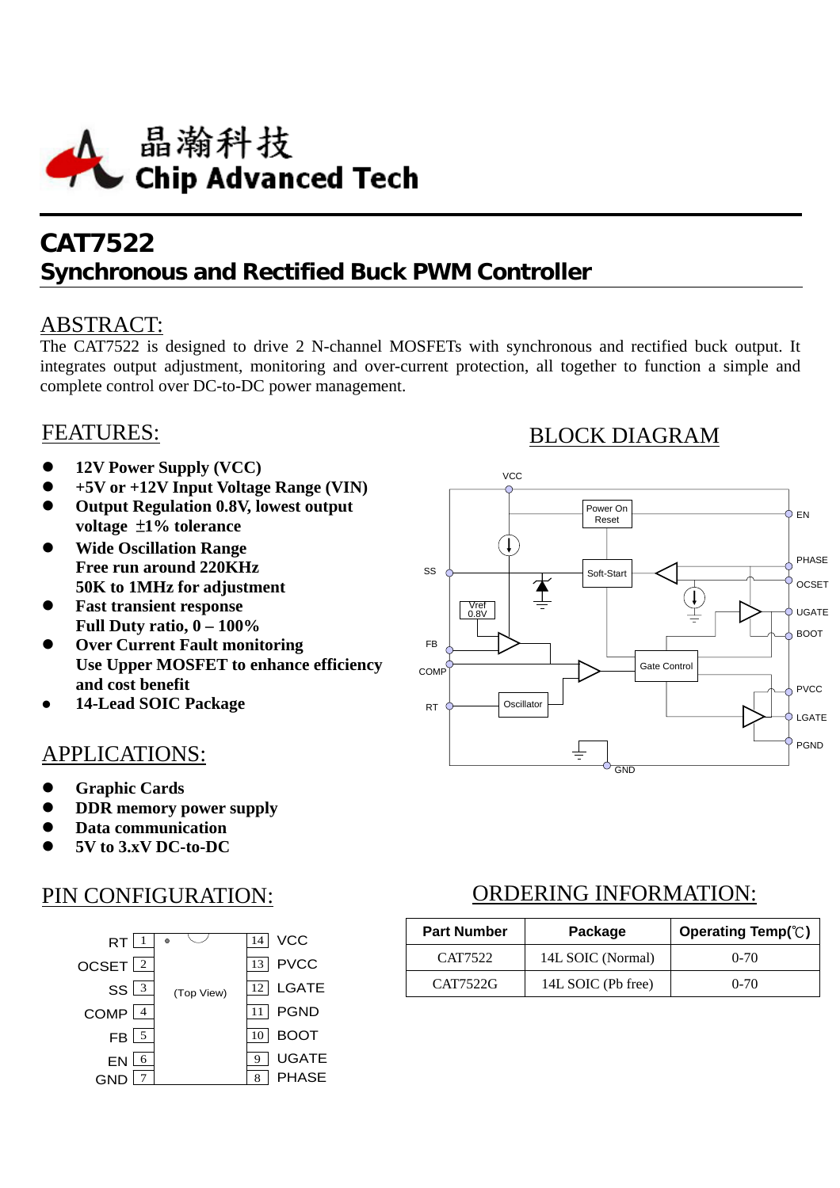晶瀚科技
Chip Advanced Tech

# CAT7522

## Synchronous and Rectified Buck PWM Controller

## ABSTRACT:

The CAT7522 is designed to drive 2 N-channel MOSFETs with synchronous and rectified buck output. It integrates output adjustment, monitoring and over-current protection, all together to function a simple and complete control over DC-to-DC power management.

## FEATURES:

- **12V Power Supply (VCC)**
- **+5V or +12V Input Voltage Range (VIN)**
- **Output Regulation 0.8V, lowest output voltage ±1% tolerance**
- **Wide Oscillation Range**
  **Free run around 220KHz**
  **50K to 1MHz for adjustment**
- **Fast transient response**
  **Full Duty ratio, 0 – 100%**
- **Over Current Fault monitoring**
  **Use Upper MOSFET to enhance efficiency and cost benefit**
- **14-Lead SOIC Package**

## BLOCK DIAGRAM

VCC, SS, FB, COMP, RT, GND, EN, PHASE, OCSET, UGATE, BOOT, PVCC, LGATE, PGND, Power On Reset, Soft-Start, Vref 0.8V, Gate Control, Oscillator

## APPLICATIONS:

- **Graphic Cards**
- **DDR memory power supply**
- **Data communication**
- **5V to 3.xV DC-to-DC**

## PIN CONFIGURATION:

(Top View)

| Pin | Name | Pin | Name |
|---|---|---|---|
| 1 | RT | 14 | VCC |
| 2 | OCSET | 13 | PVCC |
| 3 | SS | 12 | LGATE |
| 4 | COMP | 11 | PGND |
| 5 | FB | 10 | BOOT |
| 6 | EN | 9 | UGATE |
| 7 | GND | 8 | PHASE |

## ORDERING INFORMATION:

| Part Number | Package | Operating Temp(℃) |
|---|---|---|
| CAT7522 | 14L SOIC (Normal) | 0-70 |
| CAT7522G | 14L SOIC (Pb free) | 0-70 |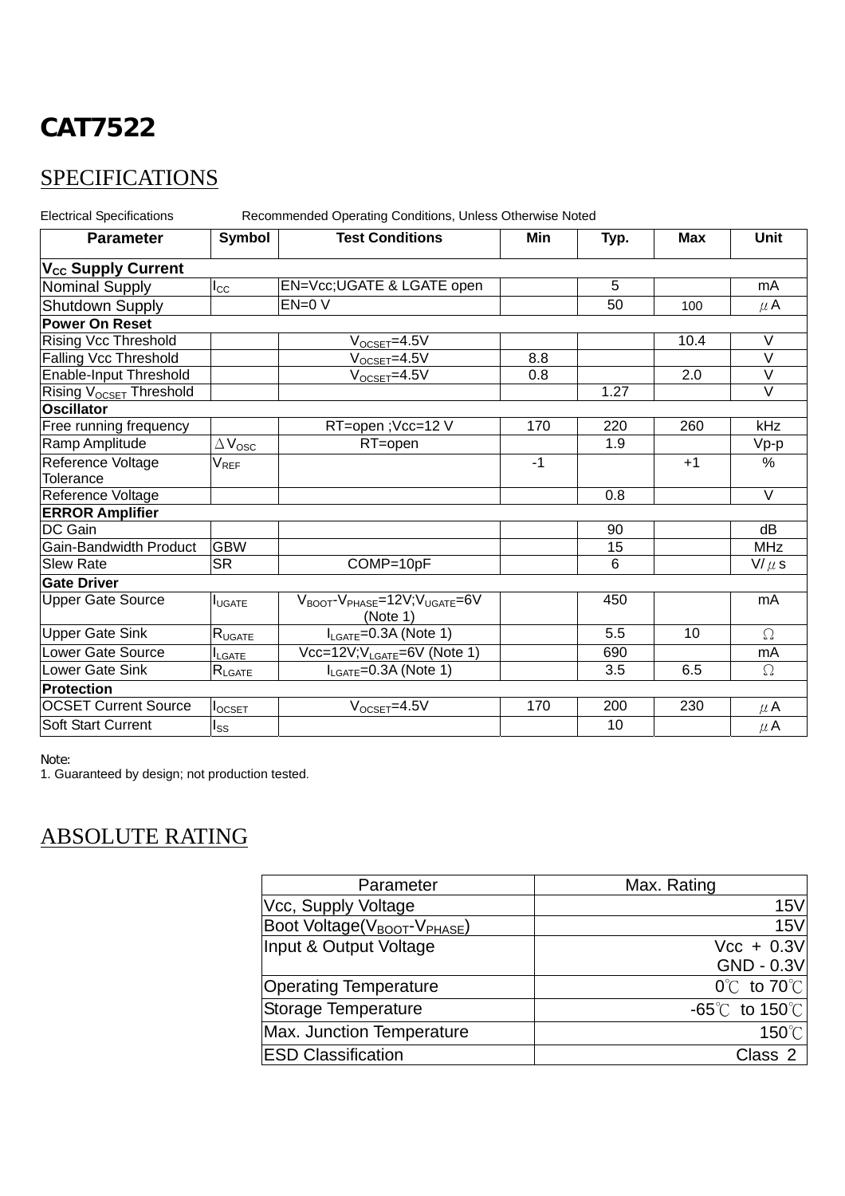# CAT7522

## SPECIFICATIONS

Electrical Specifications Recommended Operating Conditions, Unless Otherwise Noted

| Parameter | Symbol | Test Conditions | Min | Typ. | Max | Unit |
|---|---|---|---|---|---|---|
| **$V_{CC}$ Supply Current** | | | | | | |
| Nominal Supply | $I_{CC}$ | EN=Vcc;UGATE & LGATE open | | 5 | | mA |
| Shutdown Supply | | EN=0 V | | 50 | 100 | μA |
| **Power On Reset** | | | | | | |
| Rising Vcc Threshold | | $V_{OCSET}$=4.5V | | | 10.4 | V |
| Falling Vcc Threshold | | $V_{OCSET}$=4.5V | 8.8 | | | V |
| Enable-Input Threshold | | $V_{OCSET}$=4.5V | 0.8 | | 2.0 | V |
| Rising $V_{OCSET}$ Threshold | | | | 1.27 | | V |
| **Oscillator** | | | | | | |
| Free running frequency | | RT=open ;Vcc=12 V | 170 | 220 | 260 | kHz |
| Ramp Amplitude | $\Delta V_{OSC}$ | RT=open | | 1.9 | | Vp-p |
| Reference Voltage Tolerance | $V_{REF}$ | | -1 | | +1 | % |
| Reference Voltage | | | | 0.8 | | V |
| **ERROR Amplifier** | | | | | | |
| DC Gain | | | | 90 | | dB |
| Gain-Bandwidth Product | GBW | | | 15 | | MHz |
| Slew Rate | SR | COMP=10pF | | 6 | | V/μs |
| **Gate Driver** | | | | | | |
| Upper Gate Source | $I_{UGATE}$ | $V_{BOOT}$-$V_{PHASE}$=12V;$V_{UGATE}$=6V (Note 1) | | 450 | | mA |
| Upper Gate Sink | $R_{UGATE}$ | $I_{LGATE}$=0.3A (Note 1) | | 5.5 | 10 | Ω |
| Lower Gate Source | $I_{LGATE}$ | Vcc=12V;$V_{LGATE}$=6V (Note 1) | | 690 | | mA |
| Lower Gate Sink | $R_{LGATE}$ | $I_{LGATE}$=0.3A (Note 1) | | 3.5 | 6.5 | Ω |
| **Protection** | | | | | | |
| OCSET Current Source | $I_{OCSET}$ | $V_{OCSET}$=4.5V | 170 | 200 | 230 | μA |
| Soft Start Current | $I_{SS}$ | | | 10 | | μA |

Note:
1. Guaranteed by design; not production tested.

## ABSOLUTE RATING

| Parameter | Max. Rating |
|---|---|
| Vcc, Supply Voltage | 15V |
| Boot Voltage($V_{BOOT}$-$V_{PHASE}$) | 15V |
| Input & Output Voltage | Vcc + 0.3V<br>GND - 0.3V |
| Operating Temperature | 0℃ to 70℃ |
| Storage Temperature | -65℃ to 150℃ |
| Max. Junction Temperature | 150℃ |
| ESD Classification | Class 2 |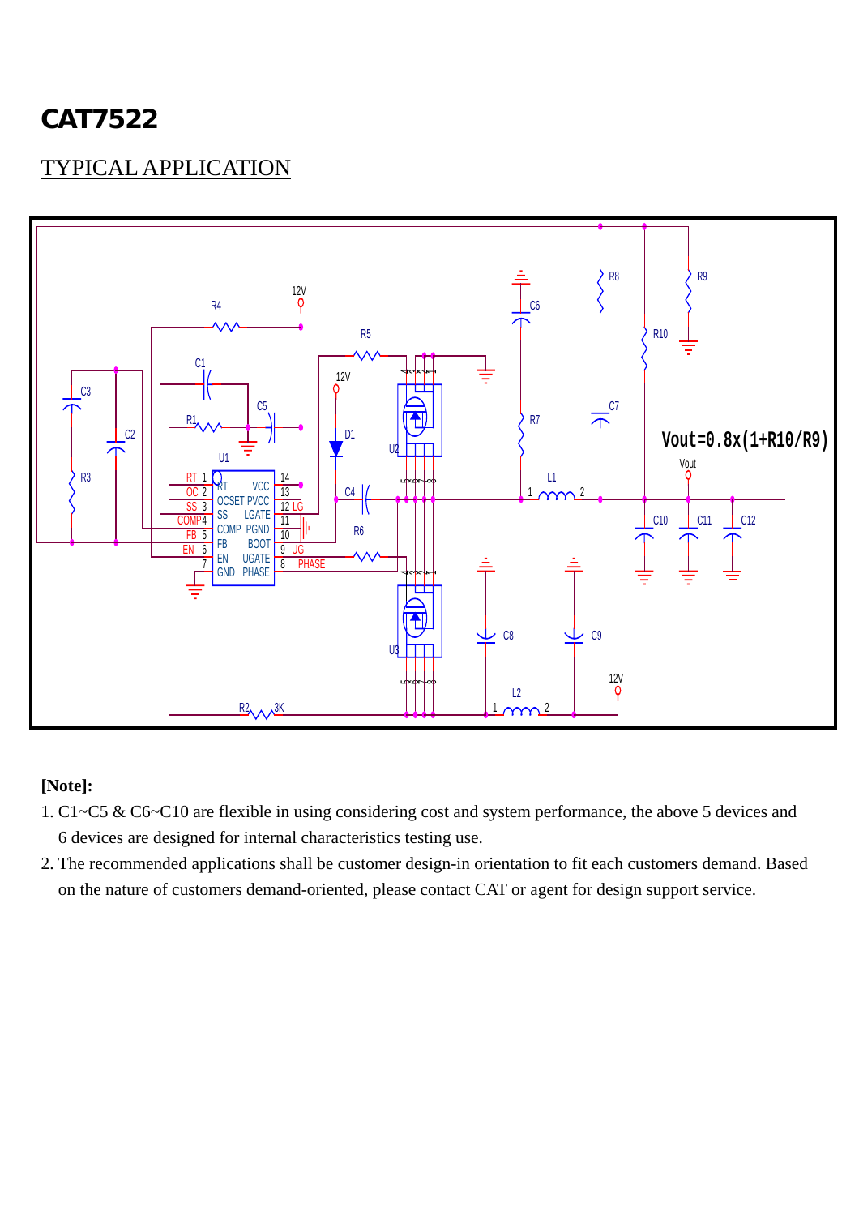# CAT7522

## TYPICAL APPLICATION

**[Note]:**

1. C1~C5 & C6~C10 are flexible in using considering cost and system performance, the above 5 devices and 6 devices are designed for internal characteristics testing use.
2. The recommended applications shall be customer design-in orientation to fit each customers demand. Based on the nature of customers demand-oriented, please contact CAT or agent for design support service.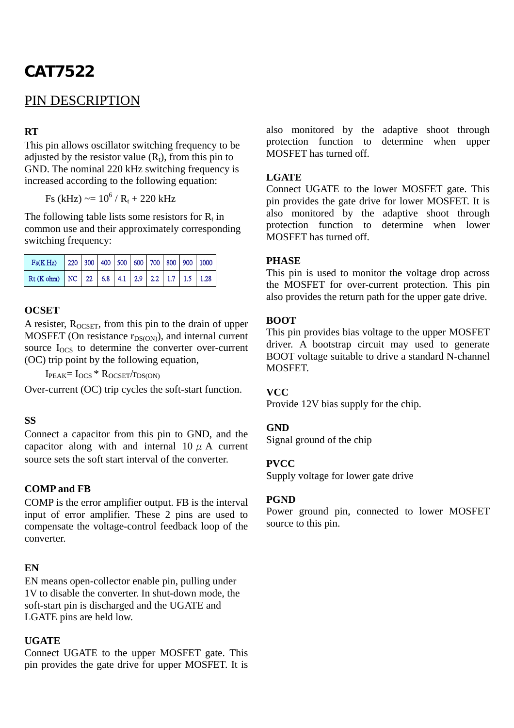# CAT7522

## PIN DESCRIPTION

**RT**

This pin allows oscillator switching frequency to be adjusted by the resistor value ($R_t$), from this pin to GND. The nominal 220 kHz switching frequency is increased according to the following equation:

$$Fs\ (kHz) \sim= 10^6 / R_t + 220\ kHz$$

The following table lists some resistors for $R_t$ in common use and their approximately corresponding switching frequency:

| Fs(K Hz) | 220 | 300 | 400 | 500 | 600 | 700 | 800 | 900 | 1000 |
|---|---|---|---|---|---|---|---|---|---|
| Rt (K ohm) | NC | 22 | 6.8 | 4.1 | 2.9 | 2.2 | 1.7 | 1.5 | 1.28 |

**OCSET**

A resister, $R_{OCSET}$, from this pin to the drain of upper MOSFET (On resistance $r_{DS(ON)}$), and internal current source $I_{OCS}$ to determine the converter over-current (OC) trip point by the following equation,

$$I_{PEAK} = I_{OCS} * R_{OCSET} / r_{DS(ON)}$$

Over-current (OC) trip cycles the soft-start function.

**SS**

Connect a capacitor from this pin to GND, and the capacitor along with and internal 10 $\mu$A current source sets the soft start interval of the converter.

**COMP and FB**

COMP is the error amplifier output. FB is the interval input of error amplifier. These 2 pins are used to compensate the voltage-control feedback loop of the converter.

**EN**

EN means open-collector enable pin, pulling under 1V to disable the converter. In shut-down mode, the soft-start pin is discharged and the UGATE and LGATE pins are held low.

**UGATE**

Connect UGATE to the upper MOSFET gate. This pin provides the gate drive for upper MOSFET. It is also monitored by the adaptive shoot through protection function to determine when upper MOSFET has turned off.

**LGATE**

Connect UGATE to the lower MOSFET gate. This pin provides the gate drive for lower MOSFET. It is also monitored by the adaptive shoot through protection function to determine when lower MOSFET has turned off.

**PHASE**

This pin is used to monitor the voltage drop across the MOSFET for over-current protection. This pin also provides the return path for the upper gate drive.

**BOOT**

This pin provides bias voltage to the upper MOSFET driver. A bootstrap circuit may used to generate BOOT voltage suitable to drive a standard N-channel MOSFET.

**VCC**

Provide 12V bias supply for the chip.

**GND**

Signal ground of the chip

**PVCC**

Supply voltage for lower gate drive

**PGND**

Power ground pin, connected to lower MOSFET source to this pin.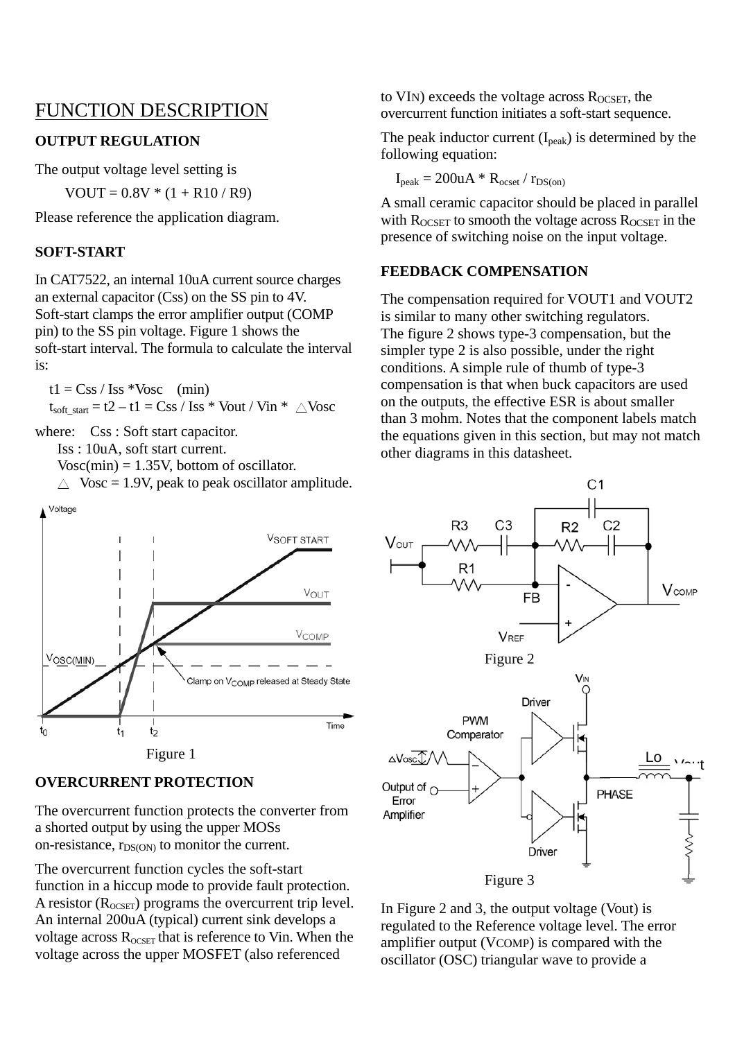# FUNCTION DESCRIPTION

## OUTPUT REGULATION

The output voltage level setting is

$$VOUT = 0.8V * (1 + R10 / R9)$$

Please reference the application diagram.

## SOFT-START

In CAT7522, an internal 10uA current source charges an external capacitor (Css) on the SS pin to 4V. Soft-start clamps the error amplifier output (COMP pin) to the SS pin voltage. Figure 1 shows the soft-start interval. The formula to calculate the interval is:

$$t1 = Css / Iss * Vosc \quad (min)$$

$$t_{soft\_start} = t2 - t1 = Css / Iss * Vout / Vin * \triangle Vosc$$

where: Css : Soft start capacitor.

Iss : 10uA, soft start current.

Vosc(min) = 1.35V, bottom of oscillator.

△ Vosc = 1.9V, peak to peak oscillator amplitude.

Figure 1

## OVERCURRENT PROTECTION

The overcurrent function protects the converter from a shorted output by using the upper MOSs on-resistance, $r_{DS(ON)}$ to monitor the current.

The overcurrent function cycles the soft-start function in a hiccup mode to provide fault protection. A resistor ($R_{OCSET}$) programs the overcurrent trip level. An internal 200uA (typical) current sink develops a voltage across $R_{OCSET}$ that is reference to Vin. When the voltage across the upper MOSFET (also referenced to VIN) exceeds the voltage across $R_{OCSET}$, the overcurrent function initiates a soft-start sequence.

The peak inductor current ($I_{peak}$) is determined by the following equation:

$$I_{peak} = 200uA * R_{ocset} / r_{DS(on)}$$

A small ceramic capacitor should be placed in parallel with $R_{OCSET}$ to smooth the voltage across $R_{OCSET}$ in the presence of switching noise on the input voltage.

## FEEDBACK COMPENSATION

The compensation required for VOUT1 and VOUT2 is similar to many other switching regulators.
The figure 2 shows type-3 compensation, but the simpler type 2 is also possible, under the right conditions. A simple rule of thumb of type-3 compensation is that when buck capacitors are used on the outputs, the effective ESR is about smaller than 3 mohm. Notes that the component labels match the equations given in this section, but may not match other diagrams in this datasheet.

Figure 2

Figure 3

In Figure 2 and 3, the output voltage (Vout) is regulated to the Reference voltage level. The error amplifier output (VCOMP) is compared with the oscillator (OSC) triangular wave to provide a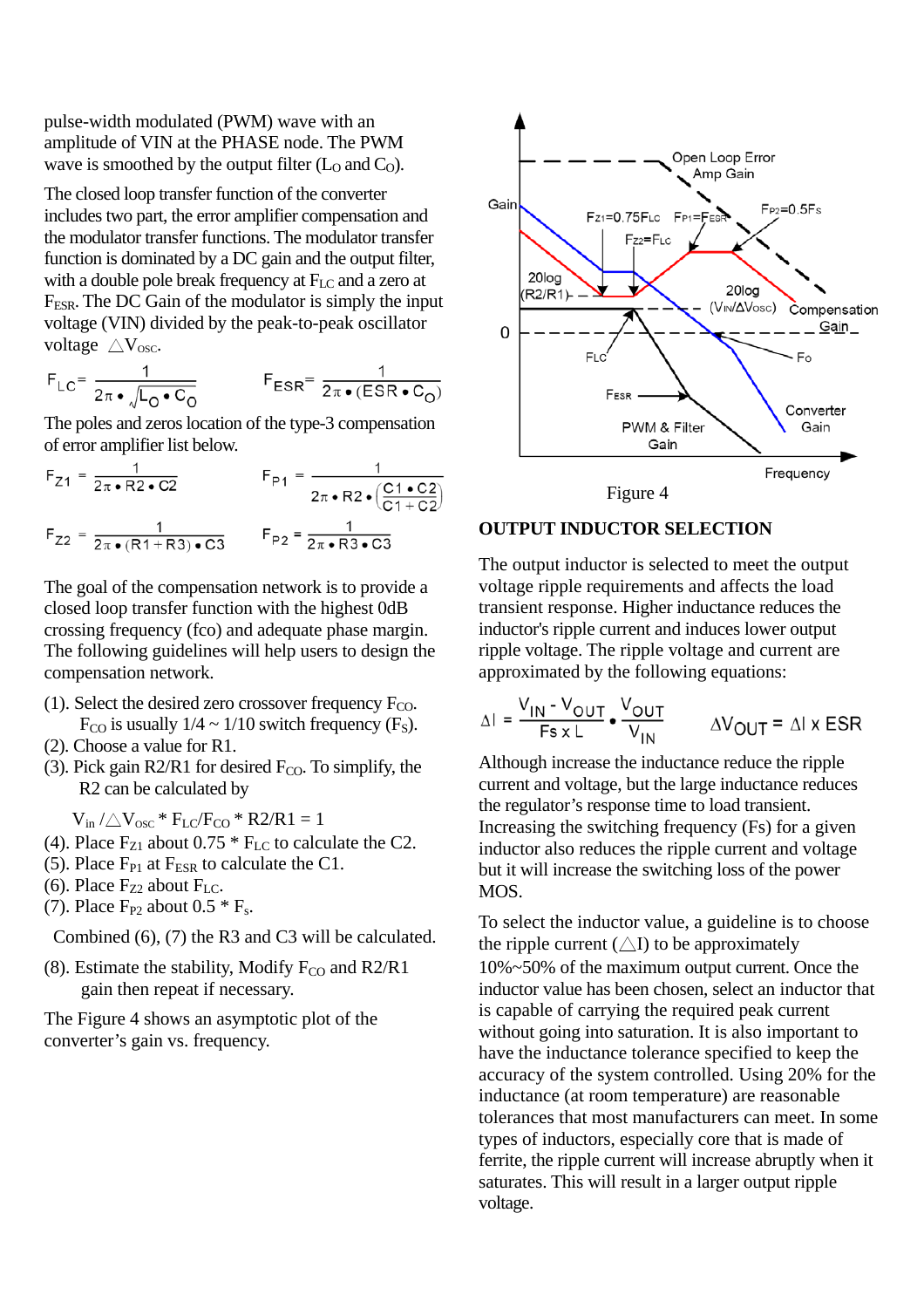pulse-width modulated (PWM) wave with an amplitude of VIN at the PHASE node. The PWM wave is smoothed by the output filter ($L_O$ and $C_O$).

The closed loop transfer function of the converter includes two part, the error amplifier compensation and the modulator transfer functions. The modulator transfer function is dominated by a DC gain and the output filter, with a double pole break frequency at $F_{LC}$ and a zero at $F_{ESR}$. The DC Gain of the modulator is simply the input voltage (VIN) divided by the peak-to-peak oscillator voltage $\triangle V_{OSC}$.

$$F_{LC} = \frac{1}{2\pi \bullet \sqrt{L_O \bullet C_O}} \qquad F_{ESR} = \frac{1}{2\pi \bullet (ESR \bullet C_O)}$$

The poles and zeros location of the type-3 compensation of error amplifier list below.

$$F_{Z1} = \frac{1}{2\pi \bullet R2 \bullet C2} \qquad F_{P1} = \frac{1}{2\pi \bullet R2 \bullet \left(\frac{C1 \bullet C2}{C1 + C2}\right)}$$

$$F_{Z2} = \frac{1}{2\pi \bullet (R1 + R3) \bullet C3} \qquad F_{P2} = \frac{1}{2\pi \bullet R3 \bullet C3}$$

The goal of the compensation network is to provide a closed loop transfer function with the highest 0dB crossing frequency (fco) and adequate phase margin. The following guidelines will help users to design the compensation network.

(1). Select the desired zero crossover frequency $F_{CO}$. $F_{CO}$ is usually 1/4 ~ 1/10 switch frequency ($F_S$).
(2). Choose a value for R1.
(3). Pick gain R2/R1 for desired $F_{CO}$. To simplify, the R2 can be calculated by

$$V_{in} / \triangle V_{OSC} * F_{LC}/F_{CO} * R2/R1 = 1$$

(4). Place $F_{Z1}$ about 0.75 * $F_{LC}$ to calculate the C2.
(5). Place $F_{P1}$ at $F_{ESR}$ to calculate the C1.
(6). Place $F_{Z2}$ about $F_{LC}$.
(7). Place $F_{P2}$ about 0.5 * $F_s$.

Combined (6), (7) the R3 and C3 will be calculated.

(8). Estimate the stability, Modify $F_{CO}$ and R2/R1 gain then repeat if necessary.

The Figure 4 shows an asymptotic plot of the converter's gain vs. frequency.

Figure 4

## OUTPUT INDUCTOR SELECTION

The output inductor is selected to meet the output voltage ripple requirements and affects the load transient response. Higher inductance reduces the inductor's ripple current and induces lower output ripple voltage. The ripple voltage and current are approximated by the following equations:

$$\Delta I = \frac{V_{IN} - V_{OUT}}{Fs \times L} \bullet \frac{V_{OUT}}{V_{IN}} \qquad \Delta V_{OUT} = \Delta I \times ESR$$

Although increase the inductance reduce the ripple current and voltage, but the large inductance reduces the regulator's response time to load transient. Increasing the switching frequency (Fs) for a given inductor also reduces the ripple current and voltage but it will increase the switching loss of the power MOS.

To select the inductor value, a guideline is to choose the ripple current ($\triangle$I) to be approximately 10%~50% of the maximum output current. Once the inductor value has been chosen, select an inductor that is capable of carrying the required peak current without going into saturation. It is also important to have the inductance tolerance specified to keep the accuracy of the system controlled. Using 20% for the inductance (at room temperature) are reasonable tolerances that most manufacturers can meet. In some types of inductors, especially core that is made of ferrite, the ripple current will increase abruptly when it saturates. This will result in a larger output ripple voltage.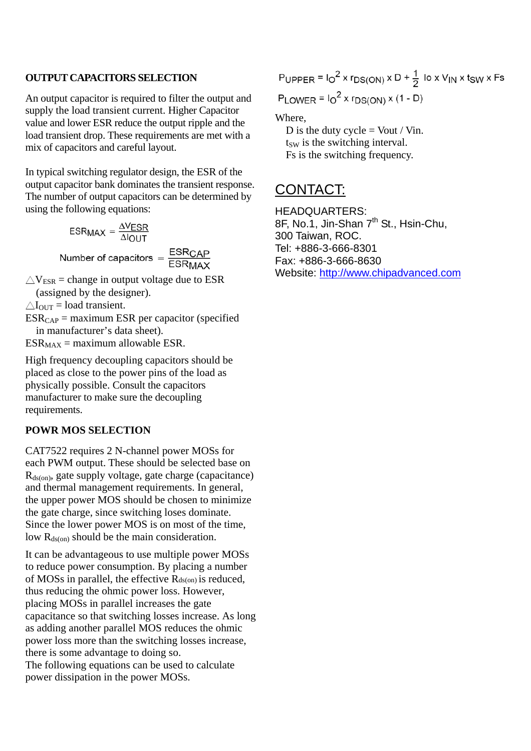### OUTPUT CAPACITORS SELECTION

An output capacitor is required to filter the output and supply the load transient current. Higher Capacitor value and lower ESR reduce the output ripple and the load transient drop. These requirements are met with a mix of capacitors and careful layout.

In typical switching regulator design, the ESR of the output capacitor bank dominates the transient response. The number of output capacitors can be determined by using the following equations:

$$ESR_{MAX} = \frac{\Delta V_{ESR}}{\Delta I_{OUT}}$$

$$\text{Number of capacitors} = \frac{ESR_{CAP}}{ESR_{MAX}}$$

$\triangle V_{ESR}$ = change in output voltage due to ESR (assigned by the designer).
$\triangle I_{OUT}$ = load transient.
$ESR_{CAP}$ = maximum ESR per capacitor (specified in manufacturer's data sheet).
$ESR_{MAX}$ = maximum allowable ESR.

High frequency decoupling capacitors should be placed as close to the power pins of the load as physically possible. Consult the capacitors manufacturer to make sure the decoupling requirements.

### POWR MOS SELECTION

CAT7522 requires 2 N-channel power MOSs for each PWM output. These should be selected base on $R_{ds(on)}$, gate supply voltage, gate charge (capacitance) and thermal management requirements. In general, the upper power MOS should be chosen to minimize the gate charge, since switching loses dominate. Since the lower power MOS is on most of the time, low $R_{ds(on)}$ should be the main consideration.

It can be advantageous to use multiple power MOSs to reduce power consumption. By placing a number of MOSs in parallel, the effective $R_{ds(on)}$ is reduced, thus reducing the ohmic power loss. However, placing MOSs in parallel increases the gate capacitance so that switching losses increase. As long as adding another parallel MOS reduces the ohmic power loss more than the switching losses increase, there is some advantage to doing so.
The following equations can be used to calculate power dissipation in the power MOSs.

$$P_{UPPER} = I_O^2 \times r_{DS(ON)} \times D + \frac{1}{2} I_O \times V_{IN} \times t_{SW} \times Fs$$

$$P_{LOWER} = I_O^2 \times r_{DS(ON)} \times (1 - D)$$

Where,
D is the duty cycle = Vout / Vin.
$t_{SW}$ is the switching interval.
Fs is the switching frequency.

## CONTACT:

HEADQUARTERS:
8F, No.1, Jin-Shan 7th St., Hsin-Chu,
300 Taiwan, ROC.
Tel: +886-3-666-8301
Fax: +886-3-666-8630
Website: http://www.chipadvanced.com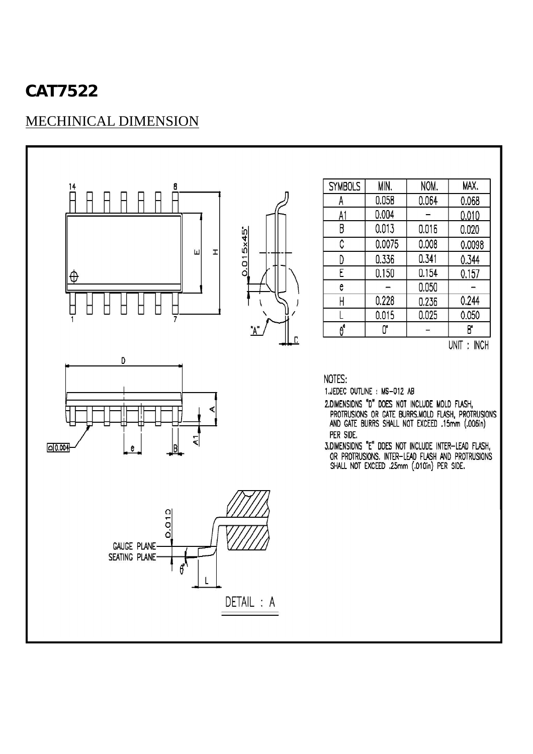# CAT7522

MECHINICAL DIMENSION

| SYMBOLS | MIN. | NOM. | MAX. |
| --- | --- | --- | --- |
| A | 0.058 | 0.064 | 0.068 |
| A1 | 0.004 | – | 0.010 |
| B | 0.013 | 0.016 | 0.020 |
| C | 0.0075 | 0.008 | 0.0098 |
| D | 0.336 | 0.341 | 0.344 |
| E | 0.150 | 0.154 | 0.157 |
| e | – | 0.050 | – |
| H | 0.228 | 0.236 | 0.244 |
| L | 0.015 | 0.025 | 0.050 |
| θ° | 0° | – | 8° |

UNIT : INCH

NOTES:

1. JEDEC OUTLINE : MS-012 AB
2. DIMENSIONS "D" DOES NOT INCLUDE MOLD FLASH, PROTRUSIONS OR GATE BURRS.MOLD FLASH, PROTRUSIONS AND GATE BURRS SHALL NOT EXCEED .15mm (.006in) PER SIDE.
3. DIMENSIONS "E" DOES NOT INCLUDE INTER-LEAD FLASH, OR PROTRUSIONS. INTER-LEAD FLASH AND PROTRUSIONS SHALL NOT EXCEED .25mm (.010in) PER SIDE.

14
8
1
7
E
H
0.015x45°
"A"
C
D
A
A1
e
B
0.004
0.010
GAUGE PLANE
SEATING PLANE
θ°
L

DETAIL : A